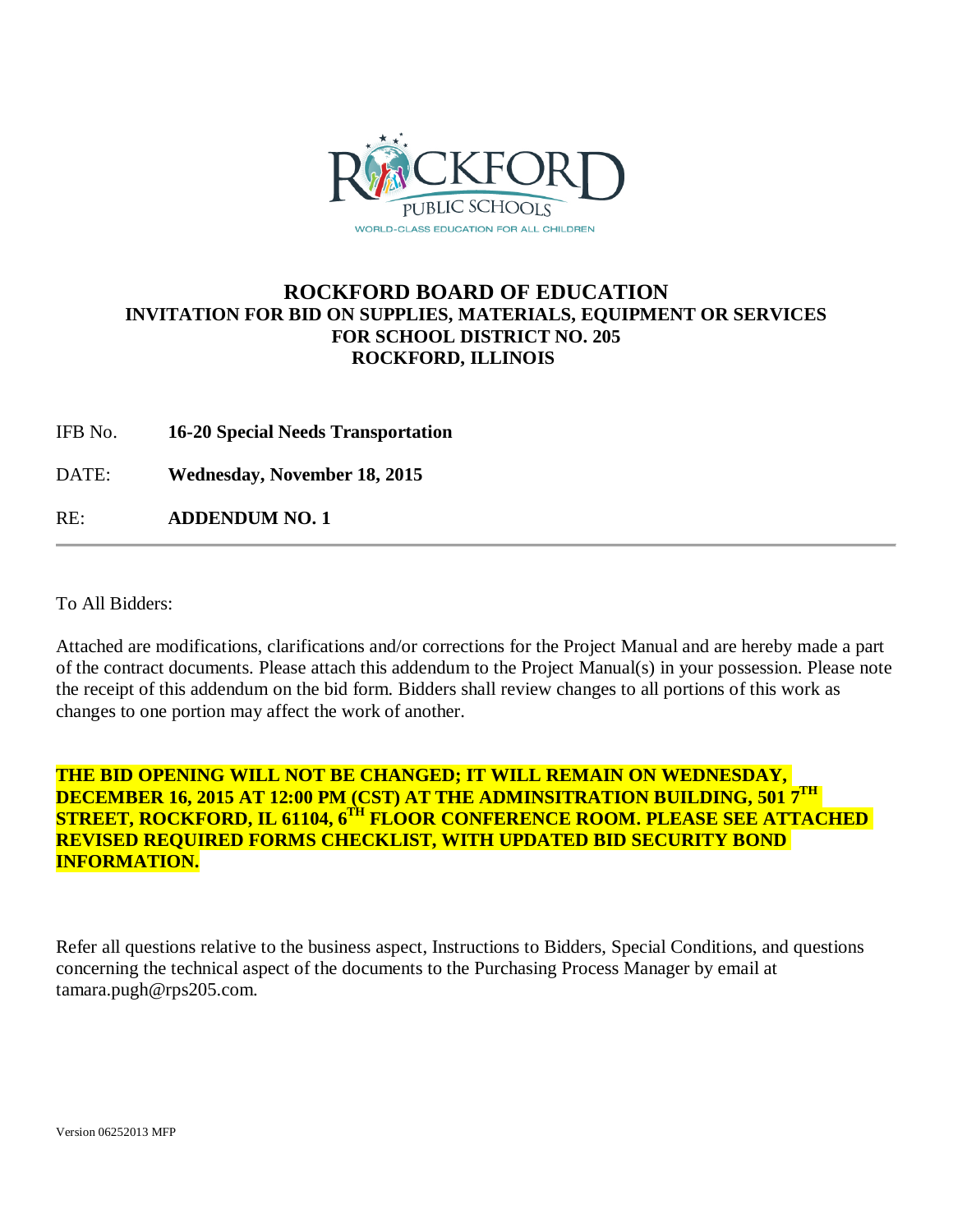# ROCKFORD BOARD OF EDUCATION

## INVITATION FOR BID ON SUPPLIES, MATERIALS, EQUIPMENT OR SERVICES FOR SCHOOL DISTRICT NO. 205 ROCKFORD, ILLINOIS

IFB No. **16-20 Special Needs Transportation**

DATE: **Wednesday, November 18, 2015**

RE: **ADDENDUM NO. 1**

---

To All Bidders:

Attached are modifications, clarifications and/or corrections for the Project Manual and are hereby made a part of the contract documents. Please attach this addendum to the Project Manual(s) in your possession. Please note the receipt of this addendum on the bid form. Bidders shall review changes to all portions of this work as changes to one portion may affect the work of another.

**THE BID OPENING WILL NOT BE CHANGED; IT WILL REMAIN ON WEDNESDAY, DECEMBER 16, 2015 AT 12:00 PM (CST) AT THE ADMINSITRATION BUILDING, 501 7TH STREET, ROCKFORD, IL 61104, 6TH FLOOR CONFERENCE ROOM. PLEASE SEE ATTACHED REVISED REQUIRED FORMS CHECKLIST, WITH UPDATED BID SECURITY BOND INFORMATION.**

Refer all questions relative to the business aspect, Instructions to Bidders, Special Conditions, and questions concerning the technical aspect of the documents to the Purchasing Process Manager by email at tamara.pugh@rps205.com.

Version 06252013 MFP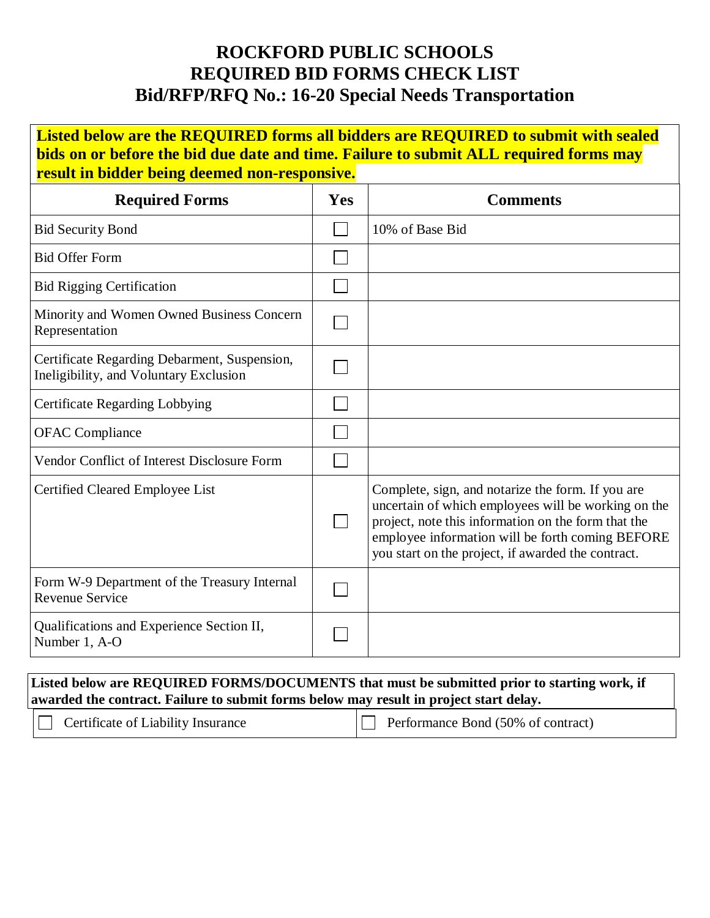# ROCKFORD PUBLIC SCHOOLS
# REQUIRED BID FORMS CHECK LIST
# Bid/RFP/RFQ No.: 16-20 Special Needs Transportation

**Listed below are the REQUIRED forms all bidders are REQUIRED to submit with sealed bids on or before the bid due date and time. Failure to submit ALL required forms may result in bidder being deemed non-responsive.**

| Required Forms | Yes | Comments |
|---|---|---|
| Bid Security Bond | ☐ | 10% of Base Bid |
| Bid Offer Form | ☐ | |
| Bid Rigging Certification | ☐ | |
| Minority and Women Owned Business Concern Representation | ☐ | |
| Certificate Regarding Debarment, Suspension, Ineligibility, and Voluntary Exclusion | ☐ | |
| Certificate Regarding Lobbying | ☐ | |
| OFAC Compliance | ☐ | |
| Vendor Conflict of Interest Disclosure Form | ☐ | |
| Certified Cleared Employee List | ☐ | Complete, sign, and notarize the form. If you are uncertain of which employees will be working on the project, note this information on the form that the employee information will be forth coming BEFORE you start on the project, if awarded the contract. |
| Form W-9 Department of the Treasury Internal Revenue Service | ☐ | |
| Qualifications and Experience Section II, Number 1, A-O | ☐ | |

**Listed below are REQUIRED FORMS/DOCUMENTS that must be submitted prior to starting work, if awarded the contract. Failure to submit forms below may result in project start delay.**

| | |
|---|---|
| ☐ Certificate of Liability Insurance | ☐ Performance Bond (50% of contract) |